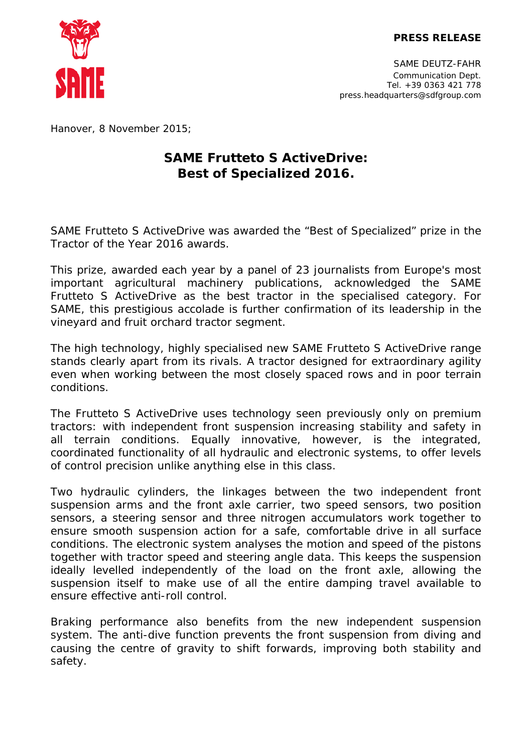**PRESS RELEASE**

SAME DEUTZ-FAHR
Communication Dept.
Tel. +39 0363 421 778
press.headquarters@sdfgroup.com

Hanover, 8 November 2015;

# SAME Frutteto S ActiveDrive: Best of Specialized 2016.

SAME Frutteto S ActiveDrive was awarded the “Best of Specialized” prize in the Tractor of the Year 2016 awards.

This prize, awarded each year by a panel of 23 journalists from Europe's most important agricultural machinery publications, acknowledged the SAME Frutteto S ActiveDrive as the best tractor in the specialised category. For SAME, this prestigious accolade is further confirmation of its leadership in the vineyard and fruit orchard tractor segment.

The high technology, highly specialised new SAME Frutteto S ActiveDrive range stands clearly apart from its rivals. A tractor designed for extraordinary agility even when working between the most closely spaced rows and in poor terrain conditions.

The Frutteto S ActiveDrive uses technology seen previously only on premium tractors: with independent front suspension increasing stability and safety in all terrain conditions. Equally innovative, however, is the integrated, coordinated functionality of all hydraulic and electronic systems, to offer levels of control precision unlike anything else in this class.

Two hydraulic cylinders, the linkages between the two independent front suspension arms and the front axle carrier, two speed sensors, two position sensors, a steering sensor and three nitrogen accumulators work together to ensure smooth suspension action for a safe, comfortable drive in all surface conditions. The electronic system analyses the motion and speed of the pistons together with tractor speed and steering angle data. This keeps the suspension ideally levelled independently of the load on the front axle, allowing the suspension itself to make use of all the entire damping travel available to ensure effective anti-roll control.

Braking performance also benefits from the new independent suspension system. The anti-dive function prevents the front suspension from diving and causing the centre of gravity to shift forwards, improving both stability and safety.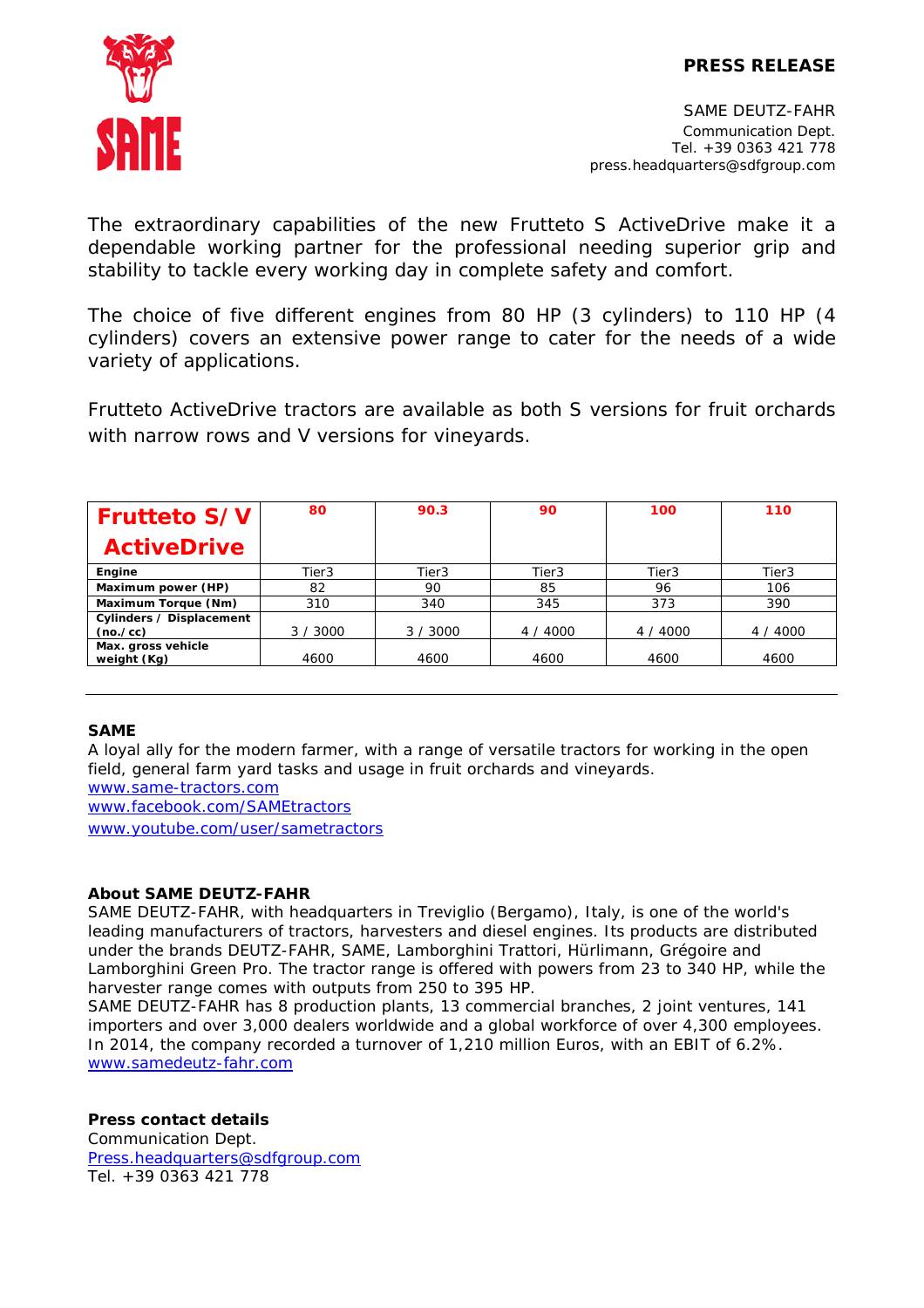**PRESS RELEASE**

SAME DEUTZ-FAHR
Communication Dept.
Tel. +39 0363 421 778
press.headquarters@sdfgroup.com

The extraordinary capabilities of the new Frutteto S ActiveDrive make it a dependable working partner for the professional needing superior grip and stability to tackle every working day in complete safety and comfort.

The choice of five different engines from 80 HP (3 cylinders) to 110 HP (4 cylinders) covers an extensive power range to cater for the needs of a wide variety of applications.

Frutteto ActiveDrive tractors are available as both S versions for fruit orchards with narrow rows and V versions for vineyards.

| Frutteto S/V ActiveDrive | 80 | 90.3 | 90 | 100 | 110 |
|---|---|---|---|---|---|
| **Engine** | Tier3 | Tier3 | Tier3 | Tier3 | Tier3 |
| **Maximum power (HP)** | 82 | 90 | 85 | 96 | 106 |
| **Maximum Torque (Nm)** | 310 | 340 | 345 | 373 | 390 |
| **Cylinders / Displacement (no./cc)** | 3 / 3000 | 3 / 3000 | 4 / 4000 | 4 / 4000 | 4 / 4000 |
| **Max. gross vehicle weight (Kg)** | 4600 | 4600 | 4600 | 4600 | 4600 |

---

**SAME**
A loyal ally for the modern farmer, with a range of versatile tractors for working in the open field, general farm yard tasks and usage in fruit orchards and vineyards.
www.same-tractors.com
www.facebook.com/SAMEtractors
www.youtube.com/user/sametractors

**About SAME DEUTZ-FAHR**
SAME DEUTZ-FAHR, with headquarters in Treviglio (Bergamo), Italy, is one of the world's leading manufacturers of tractors, harvesters and diesel engines. Its products are distributed under the brands DEUTZ-FAHR, SAME, Lamborghini Trattori, Hürlimann, Grégoire and Lamborghini Green Pro. The tractor range is offered with powers from 23 to 340 HP, while the harvester range comes with outputs from 250 to 395 HP.
SAME DEUTZ-FAHR has 8 production plants, 13 commercial branches, 2 joint ventures, 141 importers and over 3,000 dealers worldwide and a global workforce of over 4,300 employees. In 2014, the company recorded a turnover of 1,210 million Euros, with an EBIT of 6.2%.
www.samedeutz-fahr.com

**Press contact details**
Communication Dept.
Press.headquarters@sdfgroup.com
Tel. +39 0363 421 778